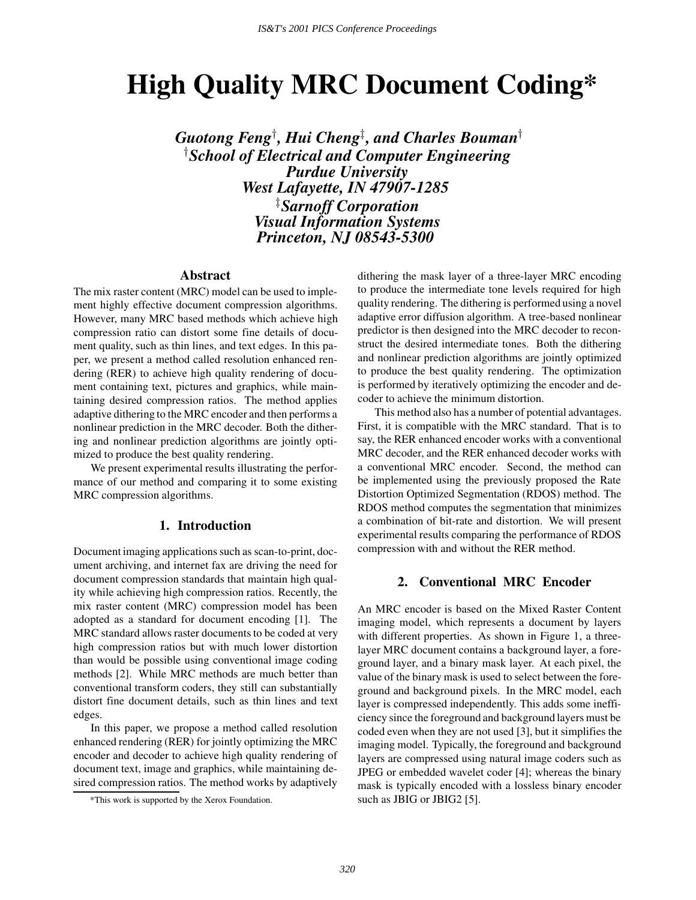# High Quality MRC Document Coding*

***Guotong Feng*[†]*, Hui Cheng*[‡]*, and Charles Bouman*[†]**
**[†]*School of Electrical and Computer Engineering***
***Purdue University***
***West Lafayette, IN 47907-1285***
**[‡]*Sarnoff Corporation***
***Visual Information Systems***
***Princeton, NJ 08543-5300***

## Abstract

The mix raster content (MRC) model can be used to implement highly effective document compression algorithms. However, many MRC based methods which achieve high compression ratio can distort some fine details of document quality, such as thin lines, and text edges. In this paper, we present a method called resolution enhanced rendering (RER) to achieve high quality rendering of document containing text, pictures and graphics, while maintaining desired compression ratios. The method applies adaptive dithering to the MRC encoder and then performs a nonlinear prediction in the MRC decoder. Both the dithering and nonlinear prediction algorithms are jointly optimized to produce the best quality rendering.

We present experimental results illustrating the performance of our method and comparing it to some existing MRC compression algorithms.

## 1. Introduction

Document imaging applications such as scan-to-print, document archiving, and internet fax are driving the need for document compression standards that maintain high quality while achieving high compression ratios. Recently, the mix raster content (MRC) compression model has been adopted as a standard for document encoding [1]. The MRC standard allows raster documents to be coded at very high compression ratios but with much lower distortion than would be possible using conventional image coding methods [2]. While MRC methods are much better than conventional transform coders, they still can substantially distort fine document details, such as thin lines and text edges.

In this paper, we propose a method called resolution enhanced rendering (RER) for jointly optimizing the MRC encoder and decoder to achieve high quality rendering of document text, image and graphics, while maintaining desired compression ratios. The method works by adaptively dithering the mask layer of a three-layer MRC encoding to produce the intermediate tone levels required for high quality rendering. The dithering is performed using a novel adaptive error diffusion algorithm. A tree-based nonlinear predictor is then designed into the MRC decoder to reconstruct the desired intermediate tones. Both the dithering and nonlinear prediction algorithms are jointly optimized to produce the best quality rendering. The optimization is performed by iteratively optimizing the encoder and decoder to achieve the minimum distortion.

This method also has a number of potential advantages. First, it is compatible with the MRC standard. That is to say, the RER enhanced encoder works with a conventional MRC decoder, and the RER enhanced decoder works with a conventional MRC encoder. Second, the method can be implemented using the previously proposed the Rate Distortion Optimized Segmentation (RDOS) method. The RDOS method computes the segmentation that minimizes a combination of bit-rate and distortion. We will present experimental results comparing the performance of RDOS compression with and without the RER method.

*This work is supported by the Xerox Foundation.

## 2. Conventional MRC Encoder

An MRC encoder is based on the Mixed Raster Content imaging model, which represents a document by layers with different properties. As shown in Figure 1, a three-layer MRC document contains a background layer, a foreground layer, and a binary mask layer. At each pixel, the value of the binary mask is used to select between the foreground and background pixels. In the MRC model, each layer is compressed independently. This adds some inefficiency since the foreground and background layers must be coded even when they are not used [3], but it simplifies the imaging model. Typically, the foreground and background layers are compressed using natural image coders such as JPEG or embedded wavelet coder [4]; whereas the binary mask is typically encoded with a lossless binary encoder such as JBIG or JBIG2 [5].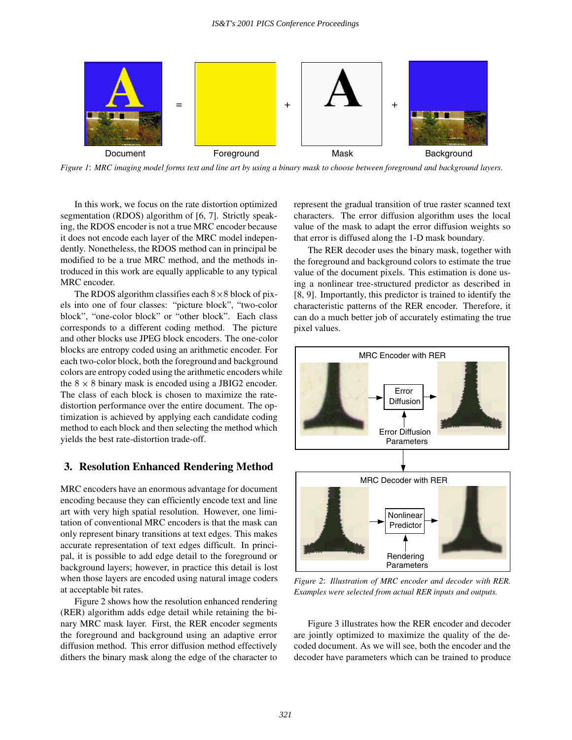Figure 1: MRC imaging model forms text and line art by using a binary mask to choose between foreground and background layers.

In this work, we focus on the rate distortion optimized segmentation (RDOS) algorithm of [6, 7]. Strictly speaking, the RDOS encoder is not a true MRC encoder because it does not encode each layer of the MRC model independently. Nonetheless, the RDOS method can in principal be modified to be a true MRC method, and the methods introduced in this work are equally applicable to any typical MRC encoder.

The RDOS algorithm classifies each $8 \times 8$ block of pixels into one of four classes: "picture block", "two-color block", "one-color block" or "other block". Each class corresponds to a different coding method. The picture and other blocks use JPEG block encoders. The one-color blocks are entropy coded using an arithmetic encoder. For each two-color block, both the foreground and background colors are entropy coded using the arithmetic encoders while the $8 \times 8$ binary mask is encoded using a JBIG2 encoder. The class of each block is chosen to maximize the rate-distortion performance over the entire document. The optimization is achieved by applying each candidate coding method to each block and then selecting the method which yields the best rate-distortion trade-off.

## 3. Resolution Enhanced Rendering Method

MRC encoders have an enormous advantage for document encoding because they can efficiently encode text and line art with very high spatial resolution. However, one limitation of conventional MRC encoders is that the mask can only represent binary transitions at text edges. This makes accurate representation of text edges difficult. In principal, it is possible to add edge detail to the foreground or background layers; however, in practice this detail is lost when those layers are encoded using natural image coders at acceptable bit rates.

Figure 2 shows how the resolution enhanced rendering (RER) algorithm adds edge detail while retaining the binary MRC mask layer. First, the RER encoder segments the foreground and background using an adaptive error diffusion method. This error diffusion method effectively dithers the binary mask along the edge of the character to represent the gradual transition of true raster scanned text characters. The error diffusion algorithm uses the local value of the mask to adapt the error diffusion weights so that error is diffused along the 1-D mask boundary.

The RER decoder uses the binary mask, together with the foreground and background colors to estimate the true value of the document pixels. This estimation is done using a nonlinear tree-structured predictor as described in [8, 9]. Importantly, this predictor is trained to identify the characteristic patterns of the RER encoder. Therefore, it can do a much better job of accurately estimating the true pixel values.

Figure 2: Illustration of MRC encoder and decoder with RER. Examples were selected from actual RER inputs and outputs.

Figure 3 illustrates how the RER encoder and decoder are jointly optimized to maximize the quality of the decoded document. As we will see, both the encoder and the decoder have parameters which can be trained to produce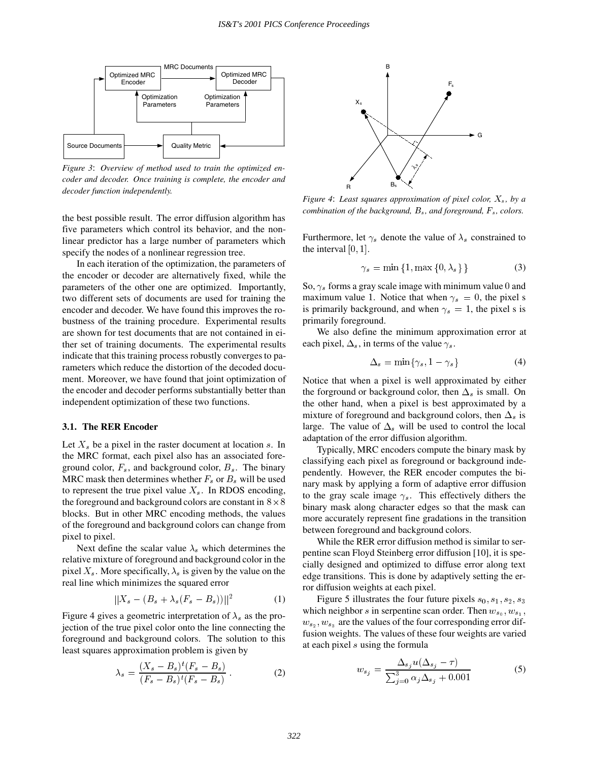*Figure 3*: *Overview of method used to train the optimized encoder and decoder. Once training is complete, the encoder and decoder function independently.*

the best possible result. The error diffusion algorithm has five parameters which control its behavior, and the nonlinear predictor has a large number of parameters which specify the nodes of a nonlinear regression tree.

In each iteration of the optimization, the parameters of the encoder or decoder are alternatively fixed, while the parameters of the other one are optimized. Importantly, two different sets of documents are used for training the encoder and decoder. We have found this improves the robustness of the training procedure. Experimental results are shown for test documents that are not contained in either the set of training documents. The experimental results indicate that this training process robustly converges to parameters which reduce the distortion of the decoded document. Moreover, we have found that joint optimization of the encoder and decoder performs substantially better than independent optimization of these two functions.

### 3.1. The RER Encoder

Let $X_s$ be a pixel in the raster document at location $s$. In the MRC format, each pixel also has an associated foreground color, $F_s$, and background color, $B_s$. The binary MRC mask then determines whether $F_s$ or $B_s$ will be used to represent the true pixel value $X_s$. In RDOS encoding, the foreground and background colors are constant in $8 \times 8$ blocks. But in other MRC encoding methods, the values of the foreground and background colors can change from pixel to pixel.

Next define the scalar value $\lambda_s$ which determines the relative mixture of foreground and background color in the pixel $X_s$. More specifically, $\lambda_s$ is given by the value on the real line which minimizes the squared error

$$||X_s - (B_s + \lambda_s(F_s - B_s))||^2 \tag{1}$$

Figure 4 gives a geometric interpretation of $\lambda_s$ as the projection of the true pixel color onto the line connecting the foreground and background colors. The solution to this least squares approximation problem is given by

$$\lambda_s = \frac{(X_s - B_s)^t (F_s - B_s)}{(F_s - B_s)^t (F_s - B_s)} . \tag{2}$$

*Figure 4*: *Least squares approximation of pixel color, $X_s$, by a combination of the background, $B_s$, and foreground, $F_s$, colors.*

Furthermore, let $\gamma_s$ denote the value of $\lambda_s$ constrained to the interval $[0, 1]$.

$$\gamma_s = \min\{1, \max\{0, \lambda_s\}\} \tag{3}$$

So, $\gamma_s$ forms a gray scale image with minimum value $0$ and maximum value 1. Notice that when $\gamma_s = 0$, the pixel s is primarily background, and when $\gamma_s = 1$, the pixel s is primarily foreground.

We also define the minimum approximation error at each pixel, $\Delta_s$, in terms of the value $\gamma_s$.

$$\Delta_s = \min\{\gamma_s, 1 - \gamma_s\} \tag{4}$$

Notice that when a pixel is well approximated by either the forground or background color, then $\Delta_s$ is small. On the other hand, when a pixel is best approximated by a mixture of foreground and background colors, then $\Delta_s$ is large. The value of $\Delta_s$ will be used to control the local adaptation of the error diffusion algorithm.

Typically, MRC encoders compute the binary mask by classifying each pixel as foreground or background independently. However, the RER encoder computes the binary mask by applying a form of adaptive error diffusion to the gray scale image $\gamma_s$. This effectively dithers the binary mask along character edges so that the mask can more accurately represent fine gradations in the transition between foreground and background colors.

While the RER error diffusion method is similar to serpentine scan Floyd Steinberg error diffusion [10], it is specially designed and optimized to diffuse error along text edge transitions. This is done by adaptively setting the error diffusion weights at each pixel.

Figure 5 illustrates the four future pixels $s_0, s_1, s_2, s_3$ which neighbor $s$ in serpentine scan order. Then $w_{s_0}, w_{s_1}, w_{s_2}, w_{s_3}$ are the values of the four corresponding error diffusion weights. The values of these four weights are varied at each pixel $s$ using the formula

$$w_{s_j} = \frac{\Delta_{s_j} u(\Delta_{s_j} - \tau)}{\sum_{j=0}^{3} \alpha_j \Delta_{s_j} + 0.001} \tag{5}$$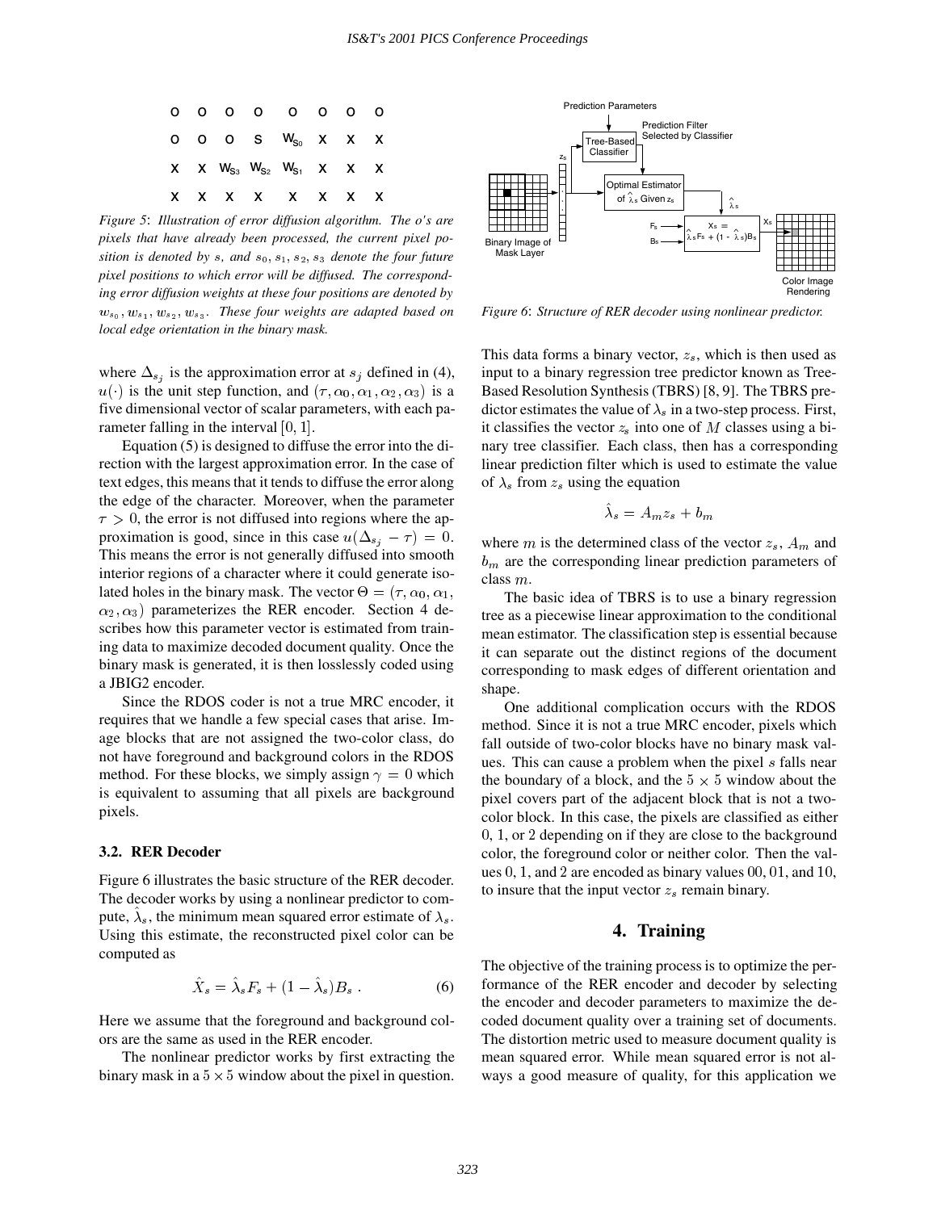*Figure 5: Illustration of error diffusion algorithm. The o's are pixels that have already been processed, the current pixel position is denoted by $s$, and $s_0, s_1, s_2, s_3$ denote the four future pixel positions to which error will be diffused. The corresponding error diffusion weights at these four positions are denoted by $w_{s_0}, w_{s_1}, w_{s_2}, w_{s_3}$. These four weights are adapted based on local edge orientation in the binary mask.*

where $\Delta_{s_j}$ is the approximation error at $s_j$ defined in (4), $u(\cdot)$ is the unit step function, and $(\tau, \alpha_0, \alpha_1, \alpha_2, \alpha_3)$ is a five dimensional vector of scalar parameters, with each parameter falling in the interval $[0, 1]$.

Equation (5) is designed to diffuse the error into the direction with the largest approximation error. In the case of text edges, this means that it tends to diffuse the error along the edge of the character. Moreover, when the parameter $\tau > 0$, the error is not diffused into regions where the approximation is good, since in this case $u(\Delta_{s_j} - \tau) = 0$. This means the error is not generally diffused into smooth interior regions of a character where it could generate isolated holes in the binary mask. The vector $\Theta = (\tau, \alpha_0, \alpha_1, \alpha_2, \alpha_3)$ parameterizes the RER encoder. Section 4 describes how this parameter vector is estimated from training data to maximize decoded document quality. Once the binary mask is generated, it is then losslessly coded using a JBIG2 encoder.

Since the RDOS coder is not a true MRC encoder, it requires that we handle a few special cases that arise. Image blocks that are not assigned the two-color class, do not have foreground and background colors in the RDOS method. For these blocks, we simply assign $\gamma = 0$ which is equivalent to assuming that all pixels are background pixels.

### 3.2. RER Decoder

Figure 6 illustrates the basic structure of the RER decoder. The decoder works by using a nonlinear predictor to compute, $\hat{\lambda}_s$, the minimum mean squared error estimate of $\lambda_s$. Using this estimate, the reconstructed pixel color can be computed as

$$\hat{X}_s = \hat{\lambda}_s F_s + (1 - \hat{\lambda}_s) B_s \ . \tag{6}$$

Here we assume that the foreground and background colors are the same as used in the RER encoder.

The nonlinear predictor works by first extracting the binary mask in a $5 \times 5$ window about the pixel in question.

*Figure 6: Structure of RER decoder using nonlinear predictor.*

This data forms a binary vector, $z_s$, which is then used as input to a binary regression tree predictor known as Tree-Based Resolution Synthesis (TBRS) [8, 9]. The TBRS predictor estimates the value of $\lambda_s$ in a two-step process. First, it classifies the vector $z_s$ into one of $M$ classes using a binary tree classifier. Each class, then has a corresponding linear prediction filter which is used to estimate the value of $\lambda_s$ from $z_s$ using the equation

$$\hat{\lambda}_s = A_m z_s + b_m$$

where $m$ is the determined class of the vector $z_s$, $A_m$ and $b_m$ are the corresponding linear prediction parameters of class $m$.

The basic idea of TBRS is to use a binary regression tree as a piecewise linear approximation to the conditional mean estimator. The classification step is essential because it can separate out the distinct regions of the document corresponding to mask edges of different orientation and shape.

One additional complication occurs with the RDOS method. Since it is not a true MRC encoder, pixels which fall outside of two-color blocks have no binary mask values. This can cause a problem when the pixel $s$ falls near the boundary of a block, and the $5 \times 5$ window about the pixel covers part of the adjacent block that is not a two-color block. In this case, the pixels are classified as either 0, 1, or 2 depending on if they are close to the background color, the foreground color or neither color. Then the values 0, 1, and 2 are encoded as binary values 00, 01, and 10, to insure that the input vector $z_s$ remain binary.

## 4. Training

The objective of the training process is to optimize the performance of the RER encoder and decoder by selecting the encoder and decoder parameters to maximize the decoded document quality over a training set of documents. The distortion metric used to measure document quality is mean squared error. While mean squared error is not always a good measure of quality, for this application we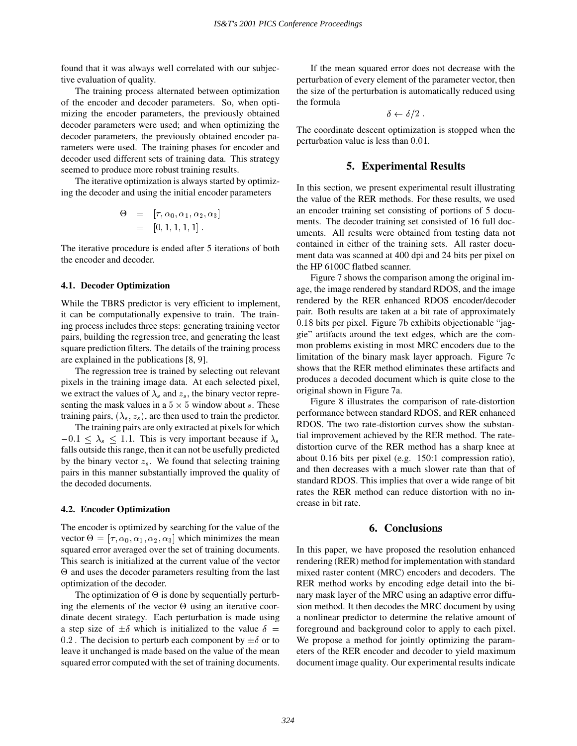found that it was always well correlated with our subjective evaluation of quality.

The training process alternated between optimization of the encoder and decoder parameters. So, when optimizing the encoder parameters, the previously obtained decoder parameters were used; and when optimizing the decoder parameters, the previously obtained encoder parameters were used. The training phases for encoder and decoder used different sets of training data. This strategy seemed to produce more robust training results.

The iterative optimization is always started by optimizing the decoder and using the initial encoder parameters

$$\begin{aligned} \Theta &= [\tau, \alpha_0, \alpha_1, \alpha_2, \alpha_3] \\ &= [0, 1, 1, 1, 1] \, . \end{aligned}$$

The iterative procedure is ended after 5 iterations of both the encoder and decoder.

### 4.1. Decoder Optimization

While the TBRS predictor is very efficient to implement, it can be computationally expensive to train. The training process includes three steps: generating training vector pairs, building the regression tree, and generating the least square prediction filters. The details of the training process are explained in the publications [8, 9].

The regression tree is trained by selecting out relevant pixels in the training image data. At each selected pixel, we extract the values of $\lambda_s$ and $z_s$, the binary vector representing the mask values in a $5 \times 5$ window about $s$. These training pairs, $(\lambda_s, z_s)$, are then used to train the predictor.

The training pairs are only extracted at pixels for which $-0.1 \leq \lambda_s \leq 1.1$. This is very important because if $\lambda_s$ falls outside this range, then it can not be usefully predicted by the binary vector $z_s$. We found that selecting training pairs in this manner substantially improved the quality of the decoded documents.

### 4.2. Encoder Optimization

The encoder is optimized by searching for the value of the vector $\Theta = [\tau, \alpha_0, \alpha_1, \alpha_2, \alpha_3]$ which minimizes the mean squared error averaged over the set of training documents. This search is initialized at the current value of the vector $\Theta$ and uses the decoder parameters resulting from the last optimization of the decoder.

The optimization of $\Theta$ is done by sequentially perturbing the elements of the vector $\Theta$ using an iterative coordinate decent strategy. Each perturbation is made using a step size of $\pm\delta$ which is initialized to the value $\delta = 0.2$ . The decision to perturb each component by $\pm\delta$ or to leave it unchanged is made based on the value of the mean squared error computed with the set of training documents.

If the mean squared error does not decrease with the perturbation of every element of the parameter vector, then the size of the perturbation is automatically reduced using the formula

$$\delta \leftarrow \delta/2 \, .$$

The coordinate descent optimization is stopped when the perturbation value is less than $0.01$.

## 5. Experimental Results

In this section, we present experimental result illustrating the value of the RER methods. For these results, we used an encoder training set consisting of portions of 5 documents. The decoder training set consisted of 16 full documents. All results were obtained from testing data not contained in either of the training sets. All raster document data was scanned at 400 dpi and 24 bits per pixel on the HP 6100C flatbed scanner.

Figure 7 shows the comparison among the original image, the image rendered by standard RDOS, and the image rendered by the RER enhanced RDOS encoder/decoder pair. Both results are taken at a bit rate of approximately 0.18 bits per pixel. Figure 7b exhibits objectionable "jaggie" artifacts around the text edges, which are the common problems existing in most MRC encoders due to the limitation of the binary mask layer approach. Figure 7c shows that the RER method eliminates these artifacts and produces a decoded document which is quite close to the original shown in Figure 7a.

Figure 8 illustrates the comparison of rate-distortion performance between standard RDOS, and RER enhanced RDOS. The two rate-distortion curves show the substantial improvement achieved by the RER method. The rate-distortion curve of the RER method has a sharp knee at about 0.16 bits per pixel (e.g. 150:1 compression ratio), and then decreases with a much slower rate than that of standard RDOS. This implies that over a wide range of bit rates the RER method can reduce distortion with no increase in bit rate.

## 6. Conclusions

In this paper, we have proposed the resolution enhanced rendering (RER) method for implementation with standard mixed raster content (MRC) encoders and decoders. The RER method works by encoding edge detail into the binary mask layer of the MRC using an adaptive error diffusion method. It then decodes the MRC document by using a nonlinear predictor to determine the relative amount of foreground and background color to apply to each pixel. We propose a method for jointly optimizing the parameters of the RER encoder and decoder to yield maximum document image quality. Our experimental results indicate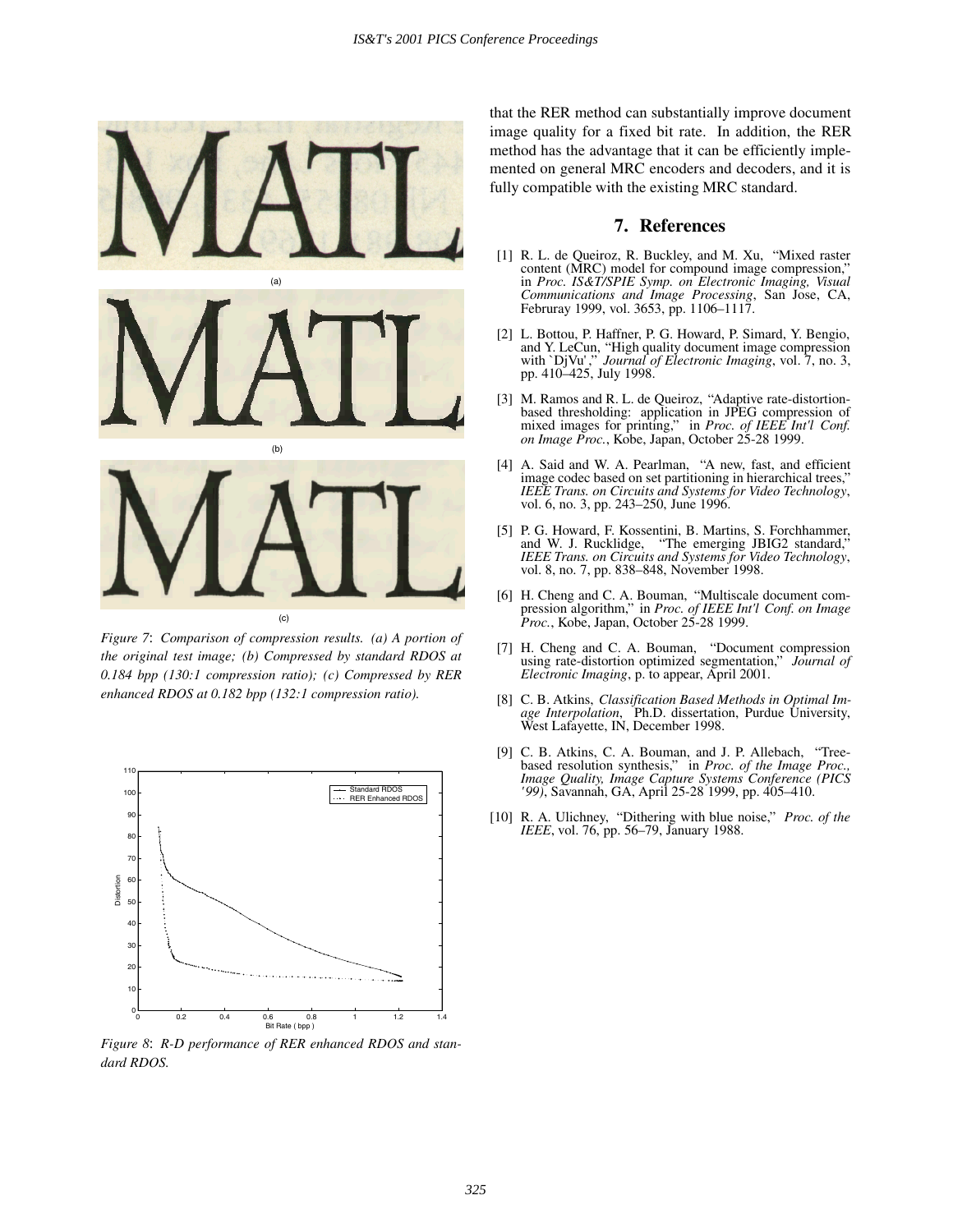(a)

(b)

(c)

*Figure 7*: *Comparison of compression results. (a) A portion of the original test image; (b) Compressed by standard RDOS at 0.184 bpp (130:1 compression ratio); (c) Compressed by RER enhanced RDOS at 0.182 bpp (132:1 compression ratio).*

Standard RDOS
RER Enhanced RDOS
Distortion
Bit Rate ( bpp )
0
10
20
30
40
50
60
70
80
90
100
110
0
0.2
0.4
0.6
0.8
1
1.2
1.4

*Figure 8*: *R-D performance of RER enhanced RDOS and standard RDOS.*

that the RER method can substantially improve document image quality for a fixed bit rate. In addition, the RER method has the advantage that it can be efficiently implemented on general MRC encoders and decoders, and it is fully compatible with the existing MRC standard.

## 7. References

[1] R. L. de Queiroz, R. Buckley, and M. Xu, "Mixed raster content (MRC) model for compound image compression," in *Proc. IS&T/SPIE Symp. on Electronic Imaging, Visual Communications and Image Processing*, San Jose, CA, Februray 1999, vol. 3653, pp. 1106–1117.

[2] L. Bottou, P. Haffner, P. G. Howard, P. Simard, Y. Bengio, and Y. LeCun, "High quality document image compression with `DjVu'," *Journal of Electronic Imaging*, vol. 7, no. 3, pp. 410–425, July 1998.

[3] M. Ramos and R. L. de Queiroz, "Adaptive rate-distortion-based thresholding: application in JPEG compression of mixed images for printing," in *Proc. of IEEE Int'l Conf. on Image Proc.*, Kobe, Japan, October 25-28 1999.

[4] A. Said and W. A. Pearlman, "A new, fast, and efficient image codec based on set partitioning in hierarchical trees," *IEEE Trans. on Circuits and Systems for Video Technology*, vol. 6, no. 3, pp. 243–250, June 1996.

[5] P. G. Howard, F. Kossentini, B. Martins, S. Forchhammer, and W. J. Rucklidge, "The emerging JBIG2 standard," *IEEE Trans. on Circuits and Systems for Video Technology*, vol. 8, no. 7, pp. 838–848, November 1998.

[6] H. Cheng and C. A. Bouman, "Multiscale document compression algorithm," in *Proc. of IEEE Int'l Conf. on Image Proc.*, Kobe, Japan, October 25-28 1999.

[7] H. Cheng and C. A. Bouman, "Document compression using rate-distortion optimized segmentation," *Journal of Electronic Imaging*, p. to appear, April 2001.

[8] C. B. Atkins, *Classification Based Methods in Optimal Image Interpolation*, Ph.D. dissertation, Purdue University, West Lafayette, IN, December 1998.

[9] C. B. Atkins, C. A. Bouman, and J. P. Allebach, "Tree-based resolution synthesis," in *Proc. of the Image Proc., Image Quality, Image Capture Systems Conference (PICS '99)*, Savannah, GA, April 25-28 1999, pp. 405–410.

[10] R. A. Ulichney, "Dithering with blue noise," *Proc. of the IEEE*, vol. 76, pp. 56–79, January 1988.